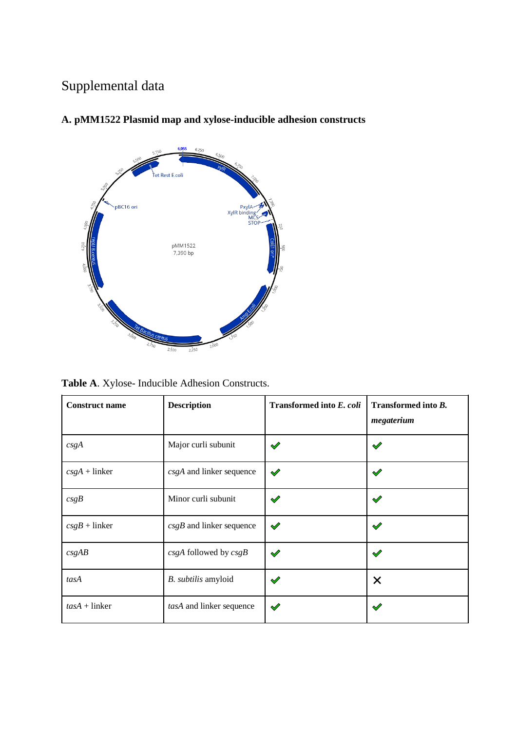# Supplemental data

## A. pMM1522 Plasmid map and xylose-inducible adhesion constructs

**Table A**. Xylose- Inducible Adhesion Constructs.

| **Construct name** | **Description** | **Transformed into *E. coli*** | **Transformed into *B. megaterium*** |
|---|---|---|---|
| *csgA* | Major curli subunit | ✔ | ✔ |
| *csgA* + linker | *csgA* and linker sequence | ✔ | ✔ |
| *csgB* | Minor curli subunit | ✔ | ✔ |
| *csgB* + linker | *csgB* and linker sequence | ✔ | ✔ |
| *csgAB* | *csgA* followed by *csgB* | ✔ | ✔ |
| *tasA* | *B. subtilis* amyloid | ✔ | ✕ |
| *tasA* + linker | *tasA* and linker sequence | ✔ | ✔ |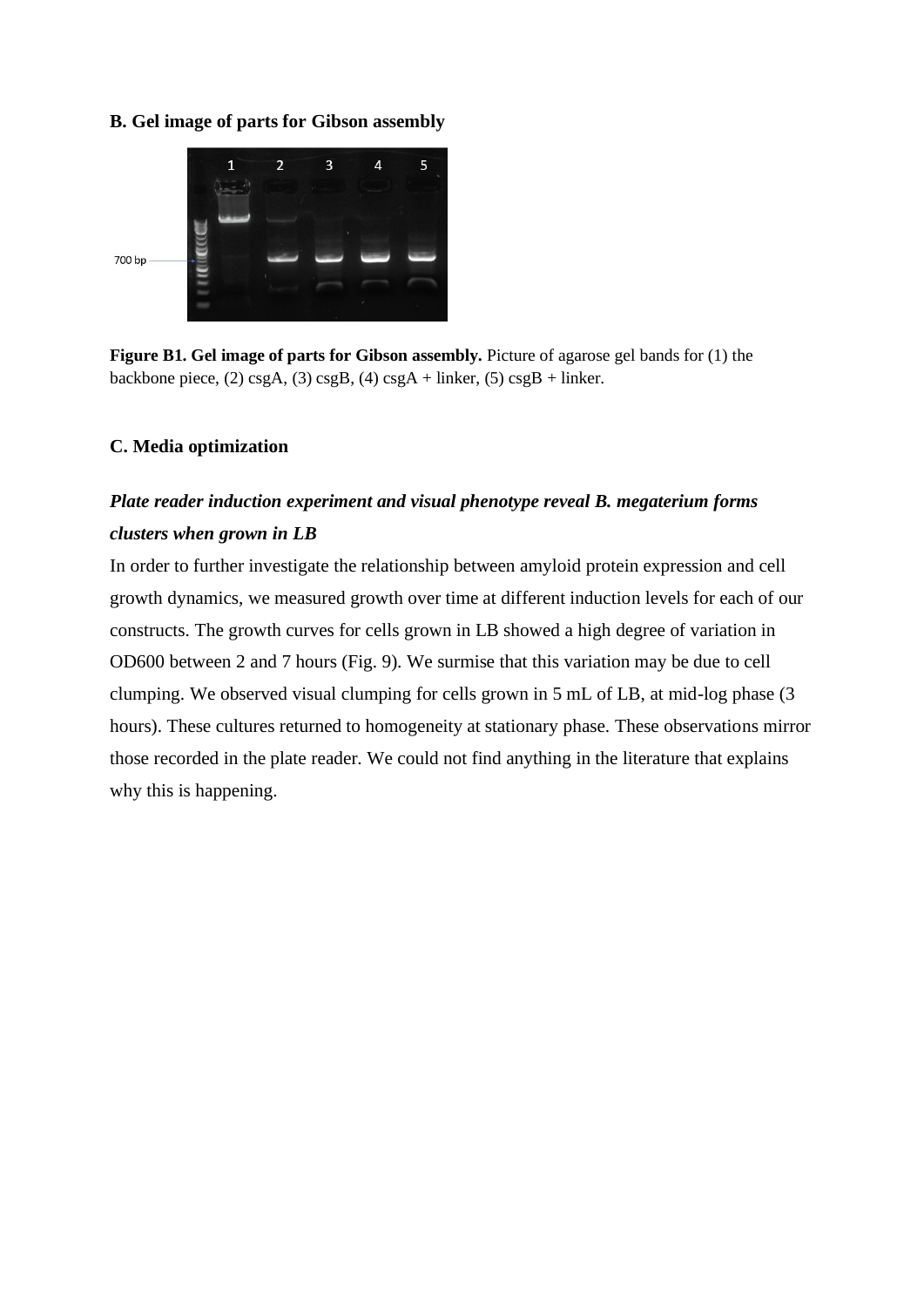## B. Gel image of parts for Gibson assembly

**Figure B1. Gel image of parts for Gibson assembly.** Picture of agarose gel bands for (1) the backbone piece, (2) csgA, (3) csgB, (4) csgA + linker, (5) csgB + linker.

## C. Media optimization

### *Plate reader induction experiment and visual phenotype reveal B. megaterium forms clusters when grown in LB*

In order to further investigate the relationship between amyloid protein expression and cell growth dynamics, we measured growth over time at different induction levels for each of our constructs. The growth curves for cells grown in LB showed a high degree of variation in OD600 between 2 and 7 hours (Fig. 9). We surmise that this variation may be due to cell clumping. We observed visual clumping for cells grown in 5 mL of LB, at mid-log phase (3 hours). These cultures returned to homogeneity at stationary phase. These observations mirror those recorded in the plate reader. We could not find anything in the literature that explains why this is happening.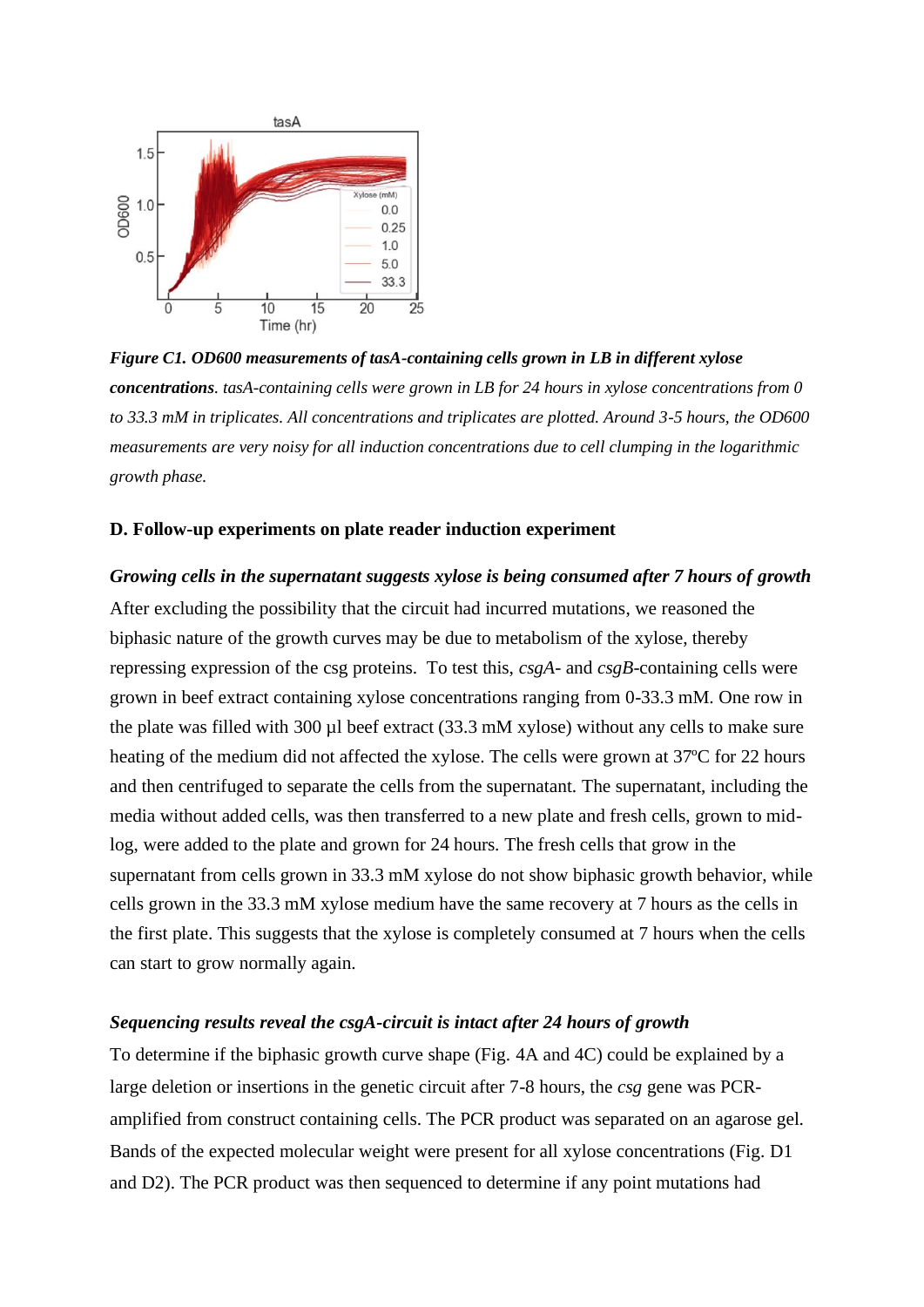*Figure C1. OD600 measurements of tasA-containing cells grown in LB in different xylose concentrations*. *tasA-containing cells were grown in LB for 24 hours in xylose concentrations from 0 to 33.3 mM in triplicates. All concentrations and triplicates are plotted. Around 3-5 hours, the OD600 measurements are very noisy for all induction concentrations due to cell clumping in the logarithmic growth phase.*

**D. Follow-up experiments on plate reader induction experiment**

***Growing cells in the supernatant suggests xylose is being consumed after 7 hours of growth***

After excluding the possibility that the circuit had incurred mutations, we reasoned the biphasic nature of the growth curves may be due to metabolism of the xylose, thereby repressing expression of the csg proteins. To test this, *csgA*- and *csgB*-containing cells were grown in beef extract containing xylose concentrations ranging from 0-33.3 mM. One row in the plate was filled with 300 µl beef extract (33.3 mM xylose) without any cells to make sure heating of the medium did not affected the xylose. The cells were grown at 37ºC for 22 hours and then centrifuged to separate the cells from the supernatant. The supernatant, including the media without added cells, was then transferred to a new plate and fresh cells, grown to mid-log, were added to the plate and grown for 24 hours. The fresh cells that grow in the supernatant from cells grown in 33.3 mM xylose do not show biphasic growth behavior, while cells grown in the 33.3 mM xylose medium have the same recovery at 7 hours as the cells in the first plate. This suggests that the xylose is completely consumed at 7 hours when the cells can start to grow normally again.

***Sequencing results reveal the csgA-circuit is intact after 24 hours of growth***

To determine if the biphasic growth curve shape (Fig. 4A and 4C) could be explained by a large deletion or insertions in the genetic circuit after 7-8 hours, the *csg* gene was PCR-amplified from construct containing cells. The PCR product was separated on an agarose gel. Bands of the expected molecular weight were present for all xylose concentrations (Fig. D1 and D2). The PCR product was then sequenced to determine if any point mutations had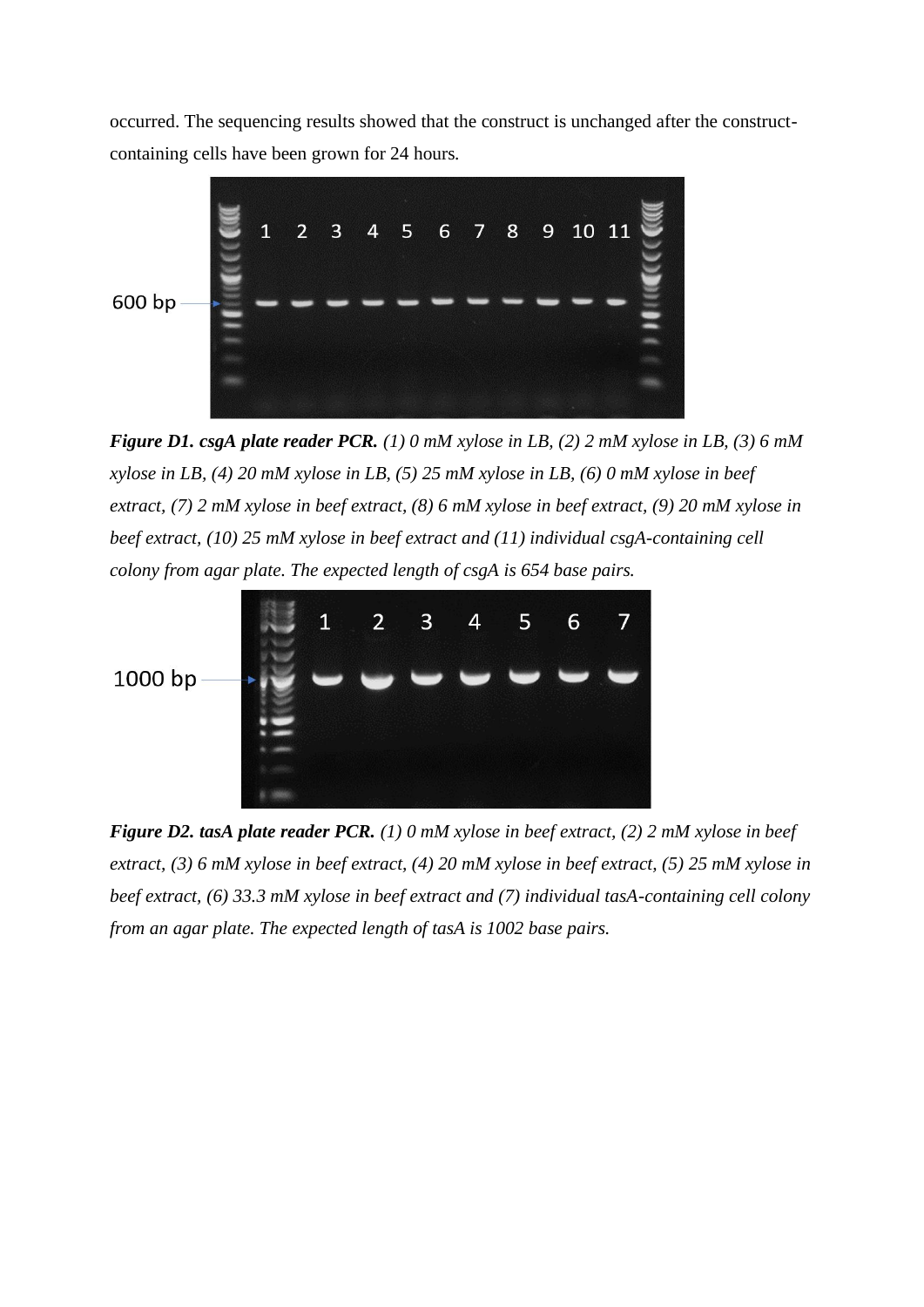occurred. The sequencing results showed that the construct is unchanged after the construct-containing cells have been grown for 24 hours.

***Figure D1. csgA plate reader PCR.*** *(1) 0 mM xylose in LB, (2) 2 mM xylose in LB, (3) 6 mM xylose in LB, (4) 20 mM xylose in LB, (5) 25 mM xylose in LB, (6) 0 mM xylose in beef extract, (7) 2 mM xylose in beef extract, (8) 6 mM xylose in beef extract, (9) 20 mM xylose in beef extract, (10) 25 mM xylose in beef extract and (11) individual csgA-containing cell colony from agar plate. The expected length of csgA is 654 base pairs.*

***Figure D2. tasA plate reader PCR.*** *(1) 0 mM xylose in beef extract, (2) 2 mM xylose in beef extract, (3) 6 mM xylose in beef extract, (4) 20 mM xylose in beef extract, (5) 25 mM xylose in beef extract, (6) 33.3 mM xylose in beef extract and (7) individual tasA-containing cell colony from an agar plate. The expected length of tasA is 1002 base pairs.*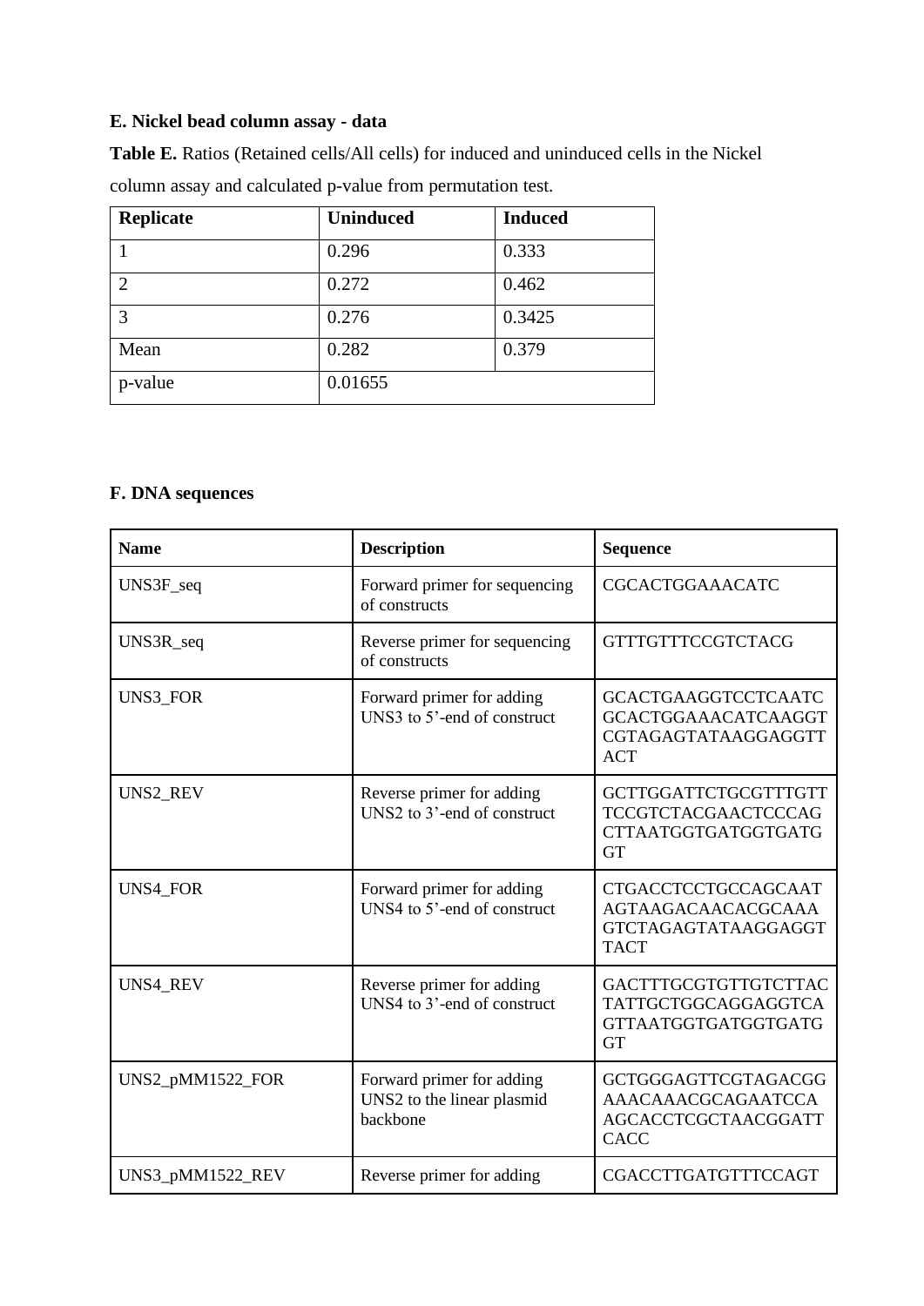**E. Nickel bead column assay - data**

**Table E.** Ratios (Retained cells/All cells) for induced and uninduced cells in the Nickel column assay and calculated p-value from permutation test.

| Replicate | Uninduced | Induced |
|---|---|---|
| 1 | 0.296 | 0.333 |
| 2 | 0.272 | 0.462 |
| 3 | 0.276 | 0.3425 |
| Mean | 0.282 | 0.379 |
| p-value | 0.01655 | |

**F. DNA sequences**

| Name | Description | Sequence |
|---|---|---|
| UNS3F_seq | Forward primer for sequencing of constructs | CGCACTGGAAACATC |
| UNS3R_seq | Reverse primer for sequencing of constructs | GTTTGTTTCCGTCTACG |
| UNS3_FOR | Forward primer for adding UNS3 to 5'-end of construct | GCACTGAAGGTCCTCAATCGCACTGGAAACATCAAGGTCGTAGAGTATAAGGAGGTTACT |
| UNS2_REV | Reverse primer for adding UNS2 to 3'-end of construct | GCTTGGATTCTGCGTTTGTTTCCGTCTACGAACTCCCAGCTTAATGGTGATGGTGATGGT |
| UNS4_FOR | Forward primer for adding UNS4 to 5'-end of construct | CTGACCTCCTGCCAGCAATAGTAAGACAACACGCAAAGTCTAGAGTATAAGGAGGTTACT |
| UNS4_REV | Reverse primer for adding UNS4 to 3'-end of construct | GACTTTGCGTGTTGTCTTACTATTGCTGGCAGGAGGTCAGTTAATGGTGATGGTGATGGT |
| UNS2_pMM1522_FOR | Forward primer for adding UNS2 to the linear plasmid backbone | GCTGGGAGTTCGTAGACGGAAACAAACGCAGAATCCAAGCACCTCGCTAACGGATTCACC |
| UNS3_pMM1522_REV | Reverse primer for adding | CGACCTTGATGTTTCCAGT |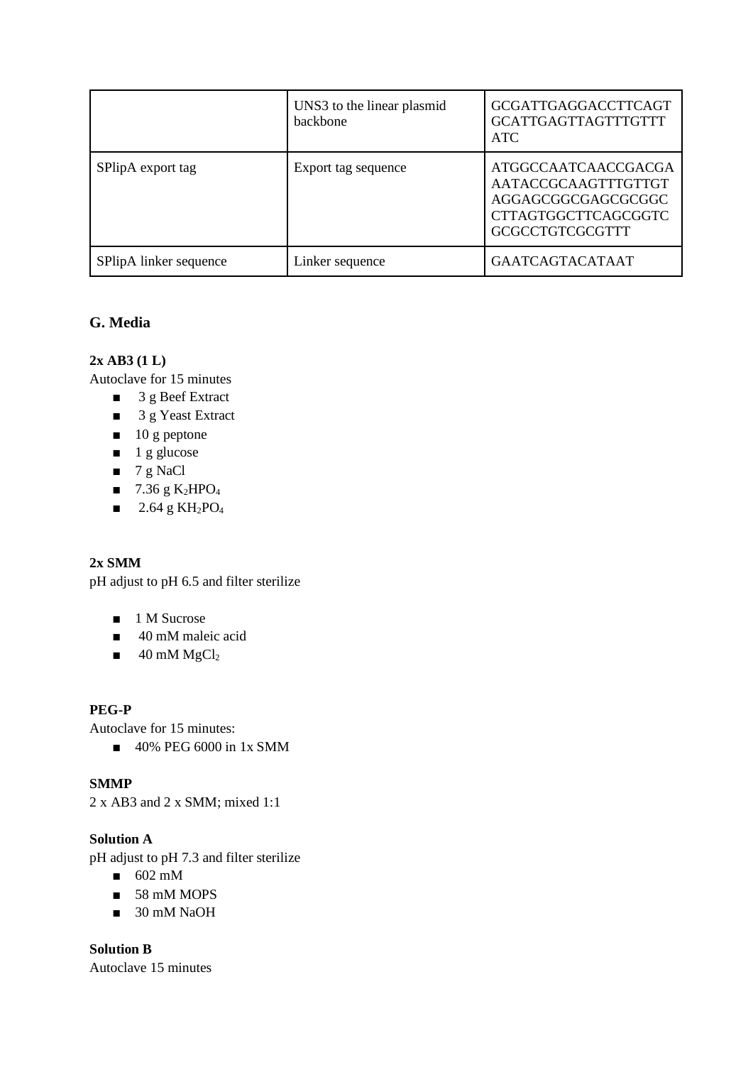|  | UNS3 to the linear plasmid backbone | GCGATTGAGGACCTTCAGTGCATTGAGTTAGTTTGTTTATC |
| --- | --- | --- |
| SPlipA export tag | Export tag sequence | ATGGCCAATCAACCGACGAAATACCGCAAGTTTGTTGTAGGAGCGGCGAGCGCGGCCTTAGTGGCTTCAGCGGTCGCGCCTGTCGCGTTT |
| SPlipA linker sequence | Linker sequence | GAATCAGTACATAAT |

### G. Media

**2x AB3 (1 L)**

Autoclave for 15 minutes

- 3 g Beef Extract
- 3 g Yeast Extract
- 10 g peptone
- 1 g glucose
- 7 g NaCl
- 7.36 g $K_2HPO_4$
- 2.64 g $KH_2PO_4$

**2x SMM**

pH adjust to pH 6.5 and filter sterilize

- 1 M Sucrose
- 40 mM maleic acid
- 40 mM $MgCl_2$

**PEG-P**

Autoclave for 15 minutes:

- 40% PEG 6000 in 1x SMM

**SMMP**

2 x AB3 and 2 x SMM; mixed 1:1

**Solution A**

pH adjust to pH 7.3 and filter sterilize

- 602 mM
- 58 mM MOPS
- 30 mM NaOH

**Solution B**

Autoclave 15 minutes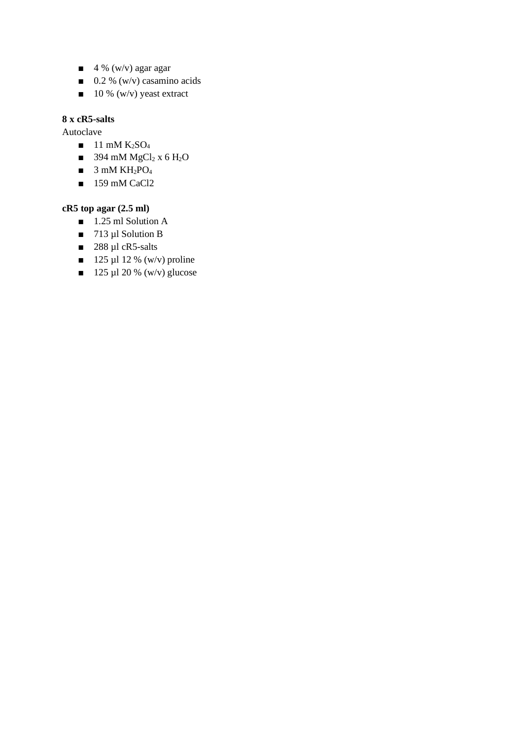- 4 % (w/v) agar agar
- 0.2 % (w/v) casamino acids
- 10 % (w/v) yeast extract

**8 x cR5-salts**

Autoclave

- 11 mM $K_2SO_4$
- 394 mM $MgCl_2$ x 6 $H_2O$
- 3 mM $KH_2PO_4$
- 159 mM CaCl2

**cR5 top agar (2.5 ml)**

- 1.25 ml Solution A
- 713 µl Solution B
- 288 µl cR5-salts
- 125 µl 12 % (w/v) proline
- 125 µl 20 % (w/v) glucose